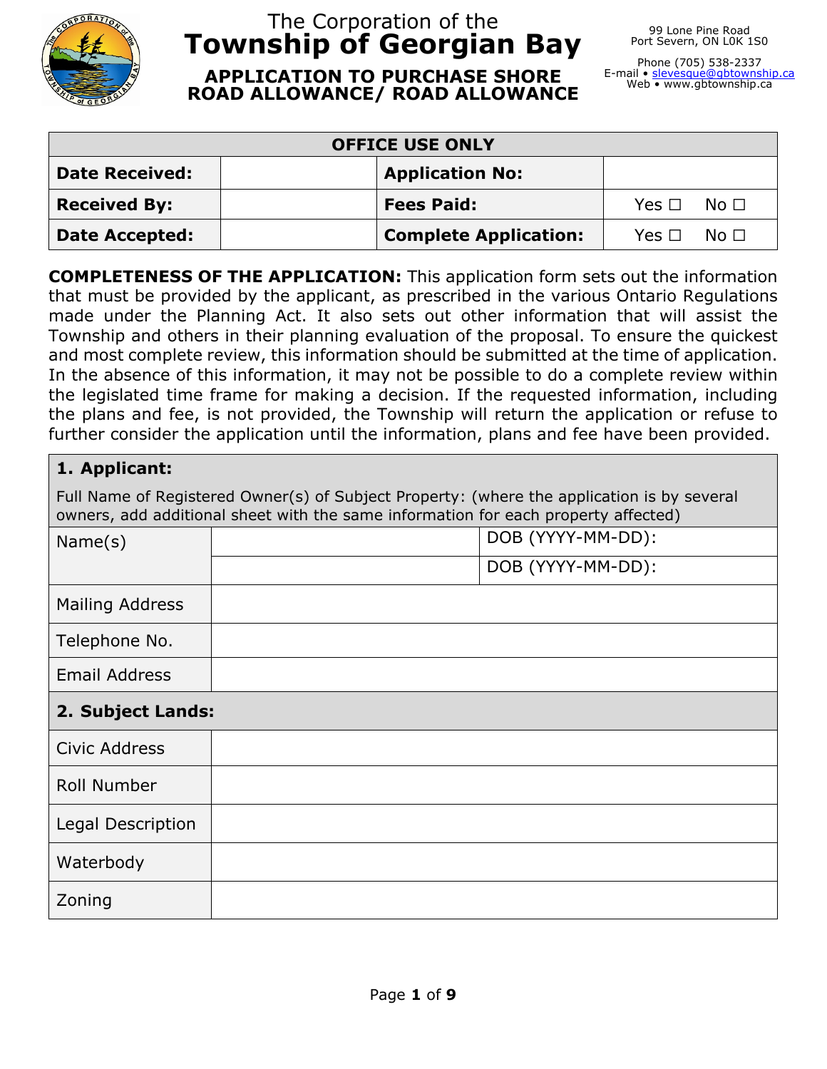The Corporation of the

# Township of Georgian Bay

## APPLICATION TO PURCHASE SHORE ROAD ALLOWANCE/ ROAD ALLOWANCE

99 Lone Pine Road
Port Severn, ON L0K 1S0

Phone (705) 538-2337
E-mail • slevesque@gbtownship.ca
Web • www.gbtownship.ca

| OFFICE USE ONLY | | | |
|---|---|---|---|
| **Date Received:** | | **Application No:** | |
| **Received By:** | | **Fees Paid:** | Yes ☐ No ☐ |
| **Date Accepted:** | | **Complete Application:** | Yes ☐ No ☐ |

**COMPLETENESS OF THE APPLICATION:** This application form sets out the information that must be provided by the applicant, as prescribed in the various Ontario Regulations made under the Planning Act. It also sets out other information that will assist the Township and others in their planning evaluation of the proposal. To ensure the quickest and most complete review, this information should be submitted at the time of application. In the absence of this information, it may not be possible to do a complete review within the legislated time frame for making a decision. If the requested information, including the plans and fee, is not provided, the Township will return the application or refuse to further consider the application until the information, plans and fee have been provided.

| **1. Applicant:** | | |
|---|---|---|
| Full Name of Registered Owner(s) of Subject Property: (where the application is by several owners, add additional sheet with the same information for each property affected) | | |
| Name(s) | | DOB (YYYY-MM-DD): |
| | | DOB (YYYY-MM-DD): |
| Mailing Address | | |
| Telephone No. | | |
| Email Address | | |

| **2. Subject Lands:** | |
|---|---|
| Civic Address | |
| Roll Number | |
| Legal Description | |
| Waterbody | |
| Zoning | |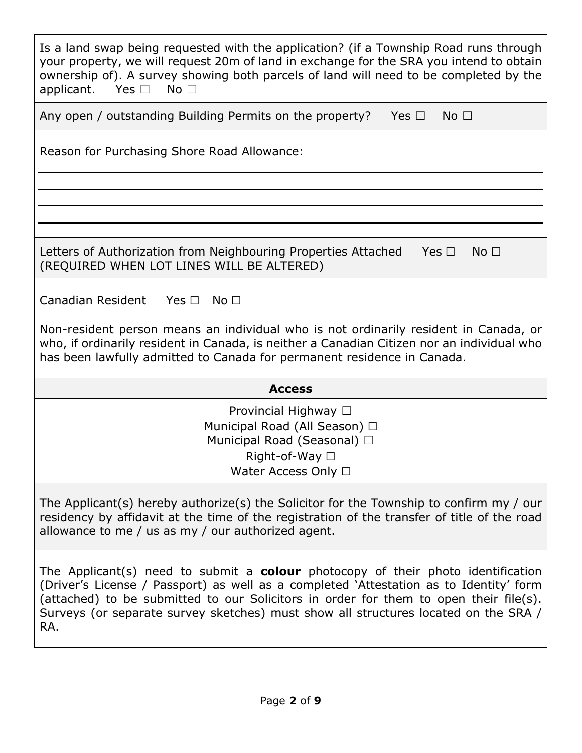Is a land swap being requested with the application? (if a Township Road runs through your property, we will request 20m of land in exchange for the SRA you intend to obtain ownership of). A survey showing both parcels of land will need to be completed by the applicant. Yes ☐ No ☐

Any open / outstanding Building Permits on the property? Yes ☐ No ☐

Reason for Purchasing Shore Road Allowance:

\_\_\_\_\_\_\_\_\_\_\_\_\_\_\_\_\_\_\_\_\_\_\_\_\_\_\_\_\_\_\_\_\_\_\_\_\_\_\_\_\_\_\_\_\_\_\_\_\_\_\_\_\_\_\_\_\_\_\_\_\_\_\_\_\_\_\_\_\_\_

\_\_\_\_\_\_\_\_\_\_\_\_\_\_\_\_\_\_\_\_\_\_\_\_\_\_\_\_\_\_\_\_\_\_\_\_\_\_\_\_\_\_\_\_\_\_\_\_\_\_\_\_\_\_\_\_\_\_\_\_\_\_\_\_\_\_\_\_\_\_

\_\_\_\_\_\_\_\_\_\_\_\_\_\_\_\_\_\_\_\_\_\_\_\_\_\_\_\_\_\_\_\_\_\_\_\_\_\_\_\_\_\_\_\_\_\_\_\_\_\_\_\_\_\_\_\_\_\_\_\_\_\_\_\_\_\_\_\_\_\_

\_\_\_\_\_\_\_\_\_\_\_\_\_\_\_\_\_\_\_\_\_\_\_\_\_\_\_\_\_\_\_\_\_\_\_\_\_\_\_\_\_\_\_\_\_\_\_\_\_\_\_\_\_\_\_\_\_\_\_\_\_\_\_\_\_\_\_\_\_\_

Letters of Authorization from Neighbouring Properties Attached Yes ☐ No ☐
(REQUIRED WHEN LOT LINES WILL BE ALTERED)

Canadian Resident Yes ☐ No ☐

Non-resident person means an individual who is not ordinarily resident in Canada, or who, if ordinarily resident in Canada, is neither a Canadian Citizen nor an individual who has been lawfully admitted to Canada for permanent residence in Canada.

**Access**

Provincial Highway ☐
Municipal Road (All Season) ☐
Municipal Road (Seasonal) ☐
Right-of-Way ☐
Water Access Only ☐

The Applicant(s) hereby authorize(s) the Solicitor for the Township to confirm my / our residency by affidavit at the time of the registration of the transfer of title of the road allowance to me / us as my / our authorized agent.

The Applicant(s) need to submit a **colour** photocopy of their photo identification (Driver's License / Passport) as well as a completed 'Attestation as to Identity' form (attached) to be submitted to our Solicitors in order for them to open their file(s). Surveys (or separate survey sketches) must show all structures located on the SRA / RA.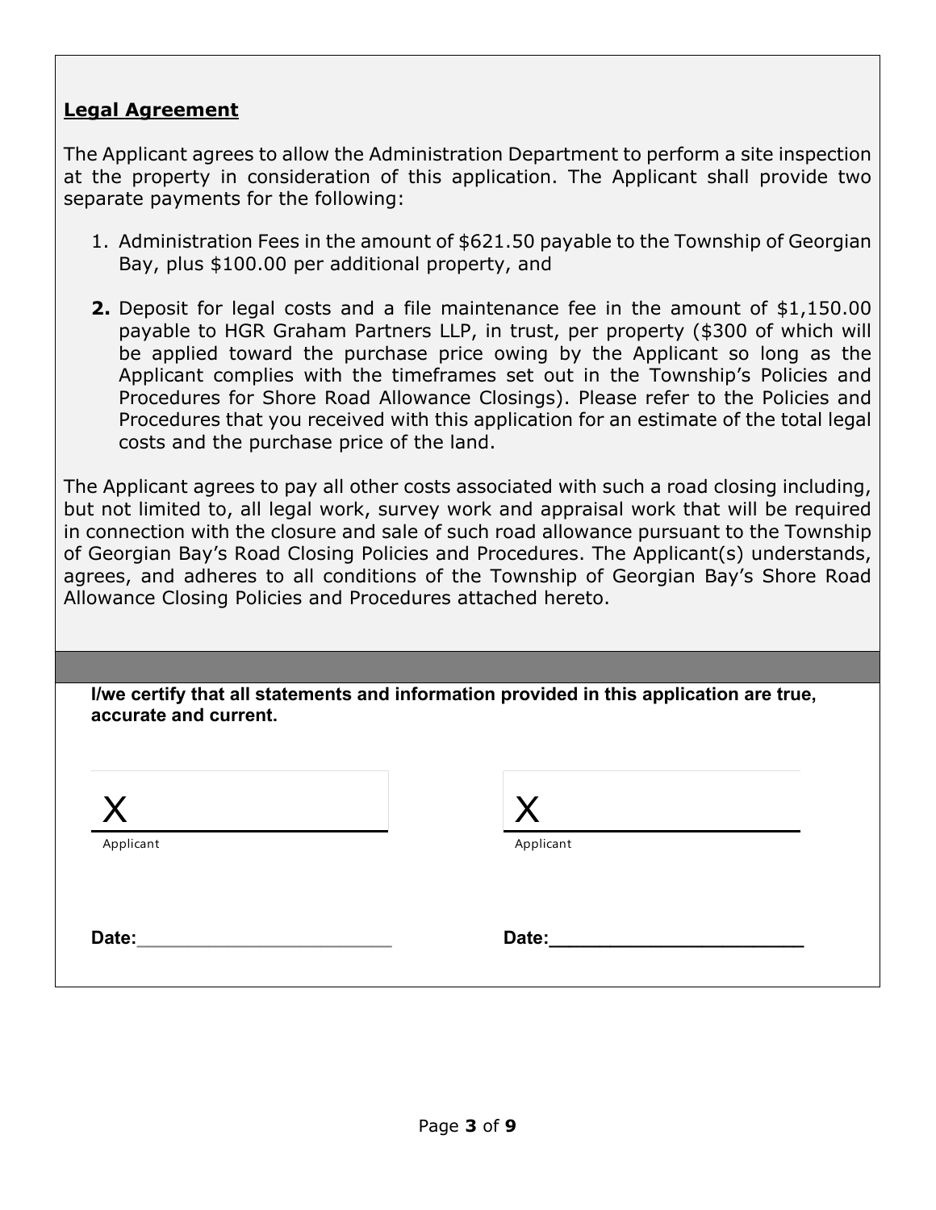**Legal Agreement**

The Applicant agrees to allow the Administration Department to perform a site inspection at the property in consideration of this application. The Applicant shall provide two separate payments for the following:

1. Administration Fees in the amount of $621.50 payable to the Township of Georgian Bay, plus $100.00 per additional property, and

2. Deposit for legal costs and a file maintenance fee in the amount of $1,150.00 payable to HGR Graham Partners LLP, in trust, per property ($300 of which will be applied toward the purchase price owing by the Applicant so long as the Applicant complies with the timeframes set out in the Township's Policies and Procedures for Shore Road Allowance Closings). Please refer to the Policies and Procedures that you received with this application for an estimate of the total legal costs and the purchase price of the land.

The Applicant agrees to pay all other costs associated with such a road closing including, but not limited to, all legal work, survey work and appraisal work that will be required in connection with the closure and sale of such road allowance pursuant to the Township of Georgian Bay's Road Closing Policies and Procedures. The Applicant(s) understands, agrees, and adheres to all conditions of the Township of Georgian Bay's Shore Road Allowance Closing Policies and Procedures attached hereto.

**I/we certify that all statements and information provided in this application are true, accurate and current.**

X ________________________
Applicant

X ________________________
Applicant

**Date:**________________________

**Date:**________________________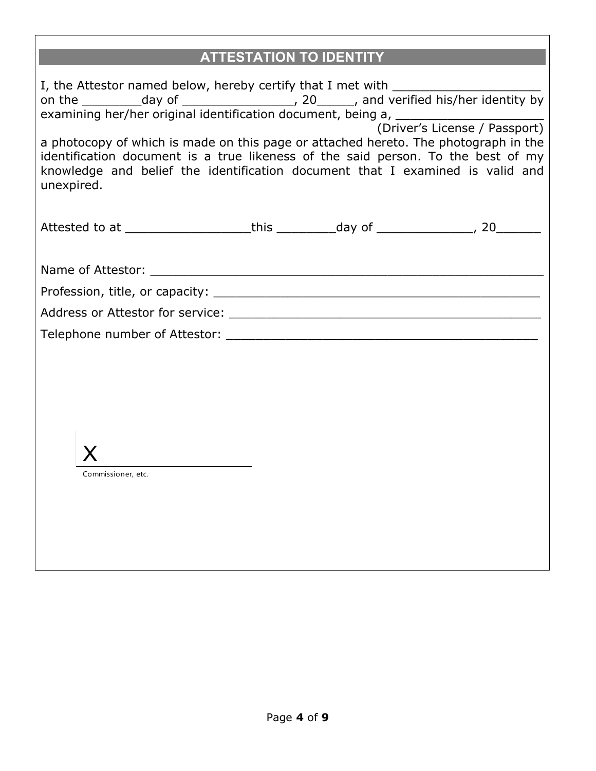## ATTESTATION TO IDENTITY

I, the Attestor named below, hereby certify that I met with ____________________ on the ________day of _______________, 20_____, and verified his/her identity by examining her/her original identification document, being a, ____________________
(Driver's License / Passport)
a photocopy of which is made on this page or attached hereto. The photograph in the identification document is a true likeness of the said person. To the best of my knowledge and belief the identification document that I examined is valid and unexpired.

Attested to at _________________this ________day of _____________, 20______

Name of Attestor: _______________________________________________________

Profession, title, or capacity: _______________________________________________

Address or Attestor for service: _____________________________________________

Telephone number of Attestor: _____________________________________________

X ____________________
Commissioner, etc.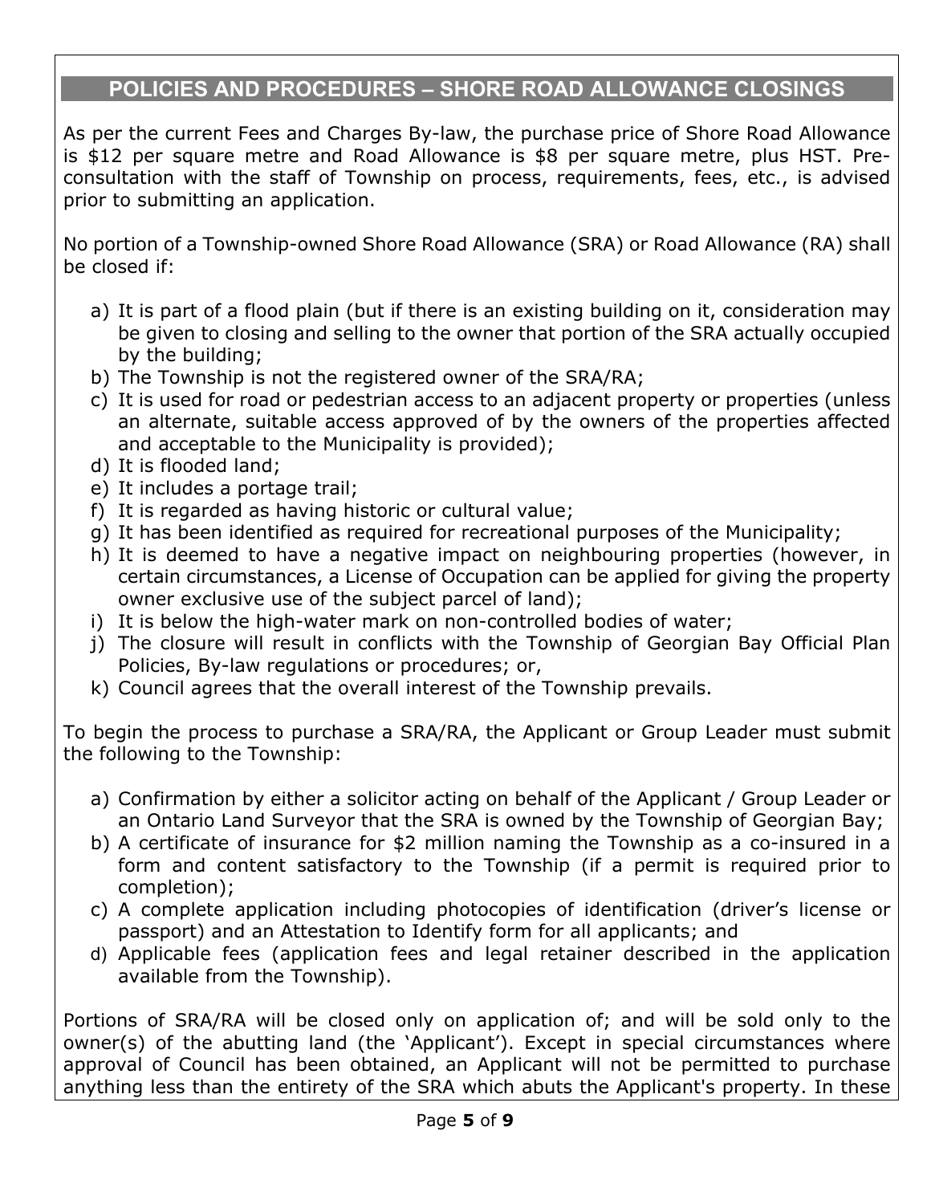## POLICIES AND PROCEDURES – SHORE ROAD ALLOWANCE CLOSINGS

As per the current Fees and Charges By-law, the purchase price of Shore Road Allowance is $12 per square metre and Road Allowance is $8 per square metre, plus HST. Pre-consultation with the staff of Township on process, requirements, fees, etc., is advised prior to submitting an application.

No portion of a Township-owned Shore Road Allowance (SRA) or Road Allowance (RA) shall be closed if:

a) It is part of a flood plain (but if there is an existing building on it, consideration may be given to closing and selling to the owner that portion of the SRA actually occupied by the building;
b) The Township is not the registered owner of the SRA/RA;
c) It is used for road or pedestrian access to an adjacent property or properties (unless an alternate, suitable access approved of by the owners of the properties affected and acceptable to the Municipality is provided);
d) It is flooded land;
e) It includes a portage trail;
f) It is regarded as having historic or cultural value;
g) It has been identified as required for recreational purposes of the Municipality;
h) It is deemed to have a negative impact on neighbouring properties (however, in certain circumstances, a License of Occupation can be applied for giving the property owner exclusive use of the subject parcel of land);
i) It is below the high-water mark on non-controlled bodies of water;
j) The closure will result in conflicts with the Township of Georgian Bay Official Plan Policies, By-law regulations or procedures; or,
k) Council agrees that the overall interest of the Township prevails.

To begin the process to purchase a SRA/RA, the Applicant or Group Leader must submit the following to the Township:

a) Confirmation by either a solicitor acting on behalf of the Applicant / Group Leader or an Ontario Land Surveyor that the SRA is owned by the Township of Georgian Bay;
b) A certificate of insurance for $2 million naming the Township as a co-insured in a form and content satisfactory to the Township (if a permit is required prior to completion);
c) A complete application including photocopies of identification (driver's license or passport) and an Attestation to Identify form for all applicants; and
d) Applicable fees (application fees and legal retainer described in the application available from the Township).

Portions of SRA/RA will be closed only on application of; and will be sold only to the owner(s) of the abutting land (the 'Applicant'). Except in special circumstances where approval of Council has been obtained, an Applicant will not be permitted to purchase anything less than the entirety of the SRA which abuts the Applicant's property. In these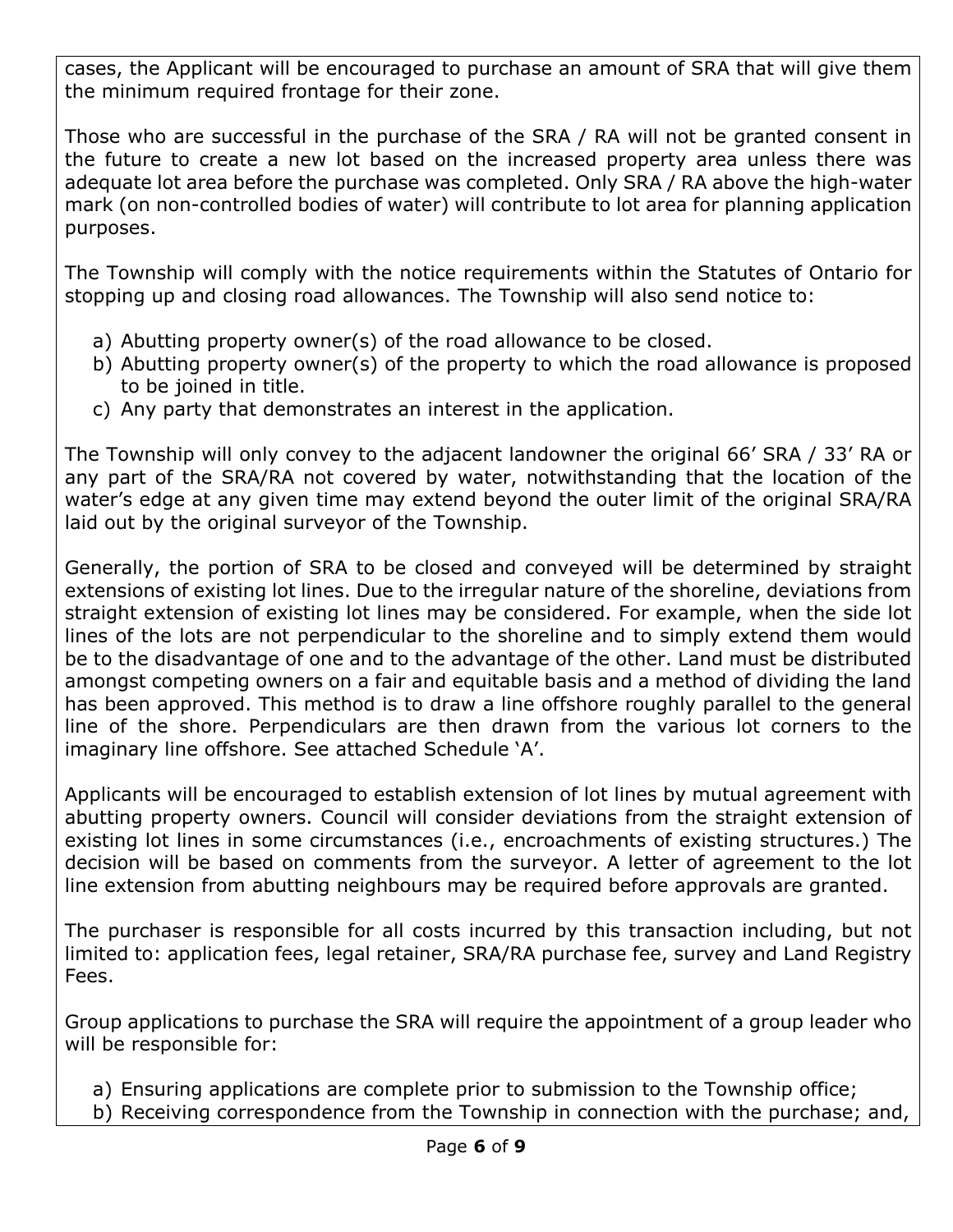cases, the Applicant will be encouraged to purchase an amount of SRA that will give them the minimum required frontage for their zone.

Those who are successful in the purchase of the SRA / RA will not be granted consent in the future to create a new lot based on the increased property area unless there was adequate lot area before the purchase was completed. Only SRA / RA above the high-water mark (on non-controlled bodies of water) will contribute to lot area for planning application purposes.

The Township will comply with the notice requirements within the Statutes of Ontario for stopping up and closing road allowances. The Township will also send notice to:

a) Abutting property owner(s) of the road allowance to be closed.
b) Abutting property owner(s) of the property to which the road allowance is proposed to be joined in title.
c) Any party that demonstrates an interest in the application.

The Township will only convey to the adjacent landowner the original 66' SRA / 33' RA or any part of the SRA/RA not covered by water, notwithstanding that the location of the water's edge at any given time may extend beyond the outer limit of the original SRA/RA laid out by the original surveyor of the Township.

Generally, the portion of SRA to be closed and conveyed will be determined by straight extensions of existing lot lines. Due to the irregular nature of the shoreline, deviations from straight extension of existing lot lines may be considered. For example, when the side lot lines of the lots are not perpendicular to the shoreline and to simply extend them would be to the disadvantage of one and to the advantage of the other. Land must be distributed amongst competing owners on a fair and equitable basis and a method of dividing the land has been approved. This method is to draw a line offshore roughly parallel to the general line of the shore. Perpendiculars are then drawn from the various lot corners to the imaginary line offshore. See attached Schedule 'A'.

Applicants will be encouraged to establish extension of lot lines by mutual agreement with abutting property owners. Council will consider deviations from the straight extension of existing lot lines in some circumstances (i.e., encroachments of existing structures.) The decision will be based on comments from the surveyor. A letter of agreement to the lot line extension from abutting neighbours may be required before approvals are granted.

The purchaser is responsible for all costs incurred by this transaction including, but not limited to: application fees, legal retainer, SRA/RA purchase fee, survey and Land Registry Fees.

Group applications to purchase the SRA will require the appointment of a group leader who will be responsible for:

a) Ensuring applications are complete prior to submission to the Township office;
b) Receiving correspondence from the Township in connection with the purchase; and,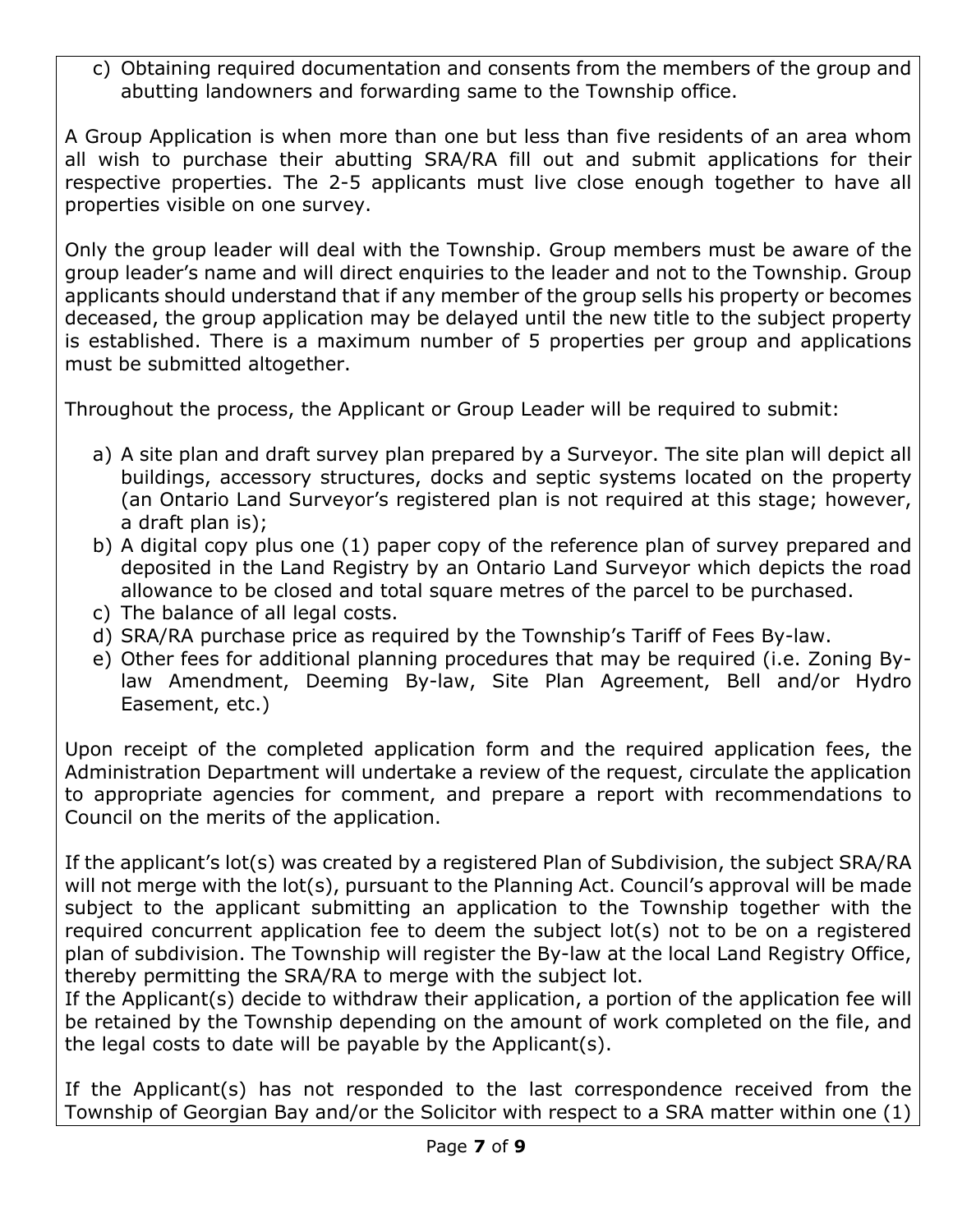c) Obtaining required documentation and consents from the members of the group and abutting landowners and forwarding same to the Township office.

A Group Application is when more than one but less than five residents of an area whom all wish to purchase their abutting SRA/RA fill out and submit applications for their respective properties. The 2-5 applicants must live close enough together to have all properties visible on one survey.

Only the group leader will deal with the Township. Group members must be aware of the group leader's name and will direct enquiries to the leader and not to the Township. Group applicants should understand that if any member of the group sells his property or becomes deceased, the group application may be delayed until the new title to the subject property is established. There is a maximum number of 5 properties per group and applications must be submitted altogether.

Throughout the process, the Applicant or Group Leader will be required to submit:

a) A site plan and draft survey plan prepared by a Surveyor. The site plan will depict all buildings, accessory structures, docks and septic systems located on the property (an Ontario Land Surveyor's registered plan is not required at this stage; however, a draft plan is);
b) A digital copy plus one (1) paper copy of the reference plan of survey prepared and deposited in the Land Registry by an Ontario Land Surveyor which depicts the road allowance to be closed and total square metres of the parcel to be purchased.
c) The balance of all legal costs.
d) SRA/RA purchase price as required by the Township's Tariff of Fees By-law.
e) Other fees for additional planning procedures that may be required (i.e. Zoning By-law Amendment, Deeming By-law, Site Plan Agreement, Bell and/or Hydro Easement, etc.)

Upon receipt of the completed application form and the required application fees, the Administration Department will undertake a review of the request, circulate the application to appropriate agencies for comment, and prepare a report with recommendations to Council on the merits of the application.

If the applicant's lot(s) was created by a registered Plan of Subdivision, the subject SRA/RA will not merge with the lot(s), pursuant to the Planning Act. Council's approval will be made subject to the applicant submitting an application to the Township together with the required concurrent application fee to deem the subject lot(s) not to be on a registered plan of subdivision. The Township will register the By-law at the local Land Registry Office, thereby permitting the SRA/RA to merge with the subject lot.
If the Applicant(s) decide to withdraw their application, a portion of the application fee will be retained by the Township depending on the amount of work completed on the file, and the legal costs to date will be payable by the Applicant(s).

If the Applicant(s) has not responded to the last correspondence received from the Township of Georgian Bay and/or the Solicitor with respect to a SRA matter within one (1)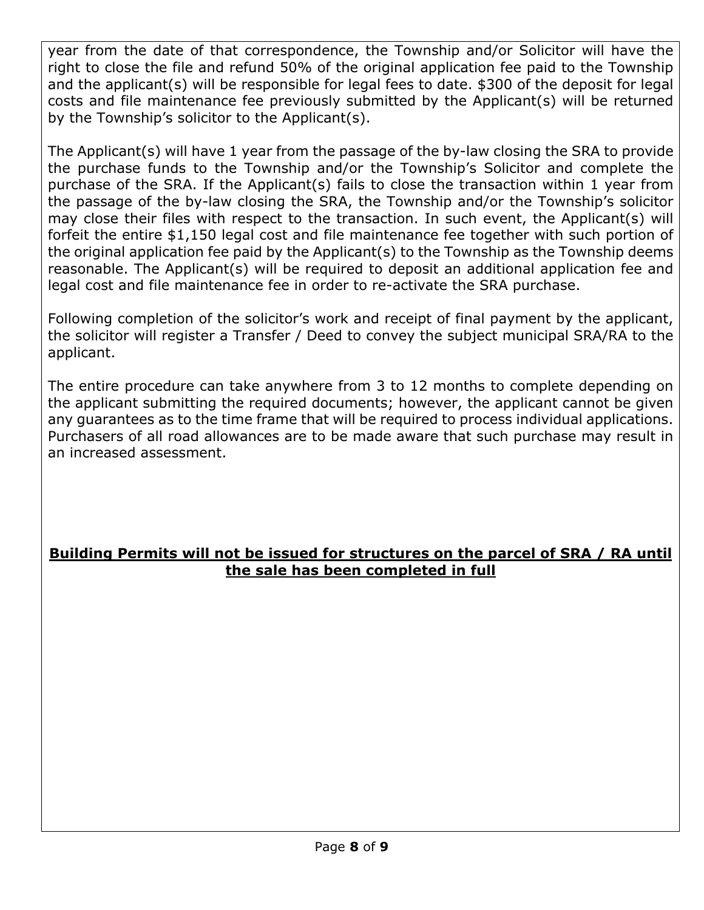year from the date of that correspondence, the Township and/or Solicitor will have the right to close the file and refund 50% of the original application fee paid to the Township and the applicant(s) will be responsible for legal fees to date. $300 of the deposit for legal costs and file maintenance fee previously submitted by the Applicant(s) will be returned by the Township's solicitor to the Applicant(s).

The Applicant(s) will have 1 year from the passage of the by-law closing the SRA to provide the purchase funds to the Township and/or the Township's Solicitor and complete the purchase of the SRA. If the Applicant(s) fails to close the transaction within 1 year from the passage of the by-law closing the SRA, the Township and/or the Township's solicitor may close their files with respect to the transaction. In such event, the Applicant(s) will forfeit the entire $1,150 legal cost and file maintenance fee together with such portion of the original application fee paid by the Applicant(s) to the Township as the Township deems reasonable. The Applicant(s) will be required to deposit an additional application fee and legal cost and file maintenance fee in order to re-activate the SRA purchase.

Following completion of the solicitor's work and receipt of final payment by the applicant, the solicitor will register a Transfer / Deed to convey the subject municipal SRA/RA to the applicant.

The entire procedure can take anywhere from 3 to 12 months to complete depending on the applicant submitting the required documents; however, the applicant cannot be given any guarantees as to the time frame that will be required to process individual applications. Purchasers of all road allowances are to be made aware that such purchase may result in an increased assessment.

**Building Permits will not be issued for structures on the parcel of SRA / RA until the sale has been completed in full**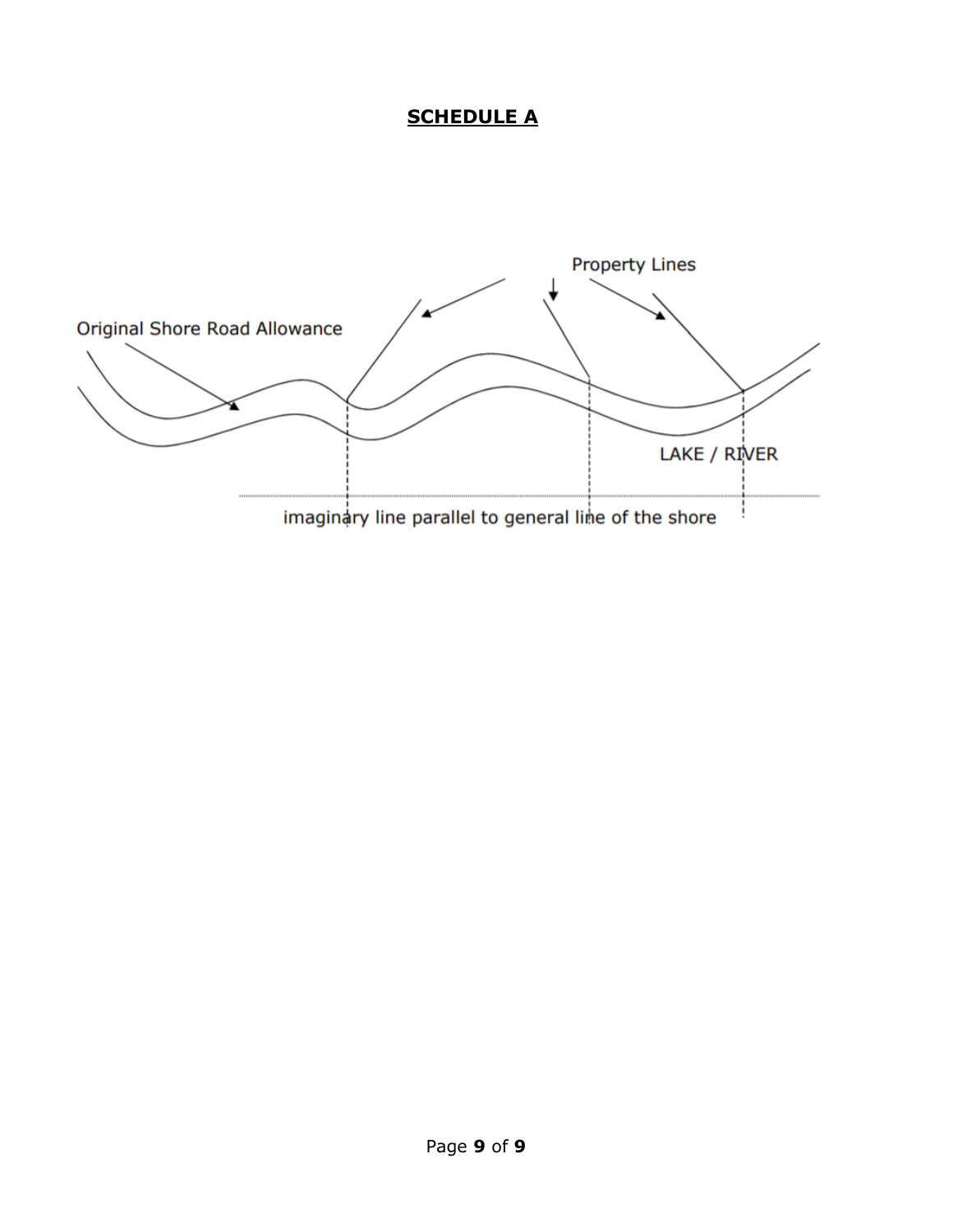# SCHEDULE A

Property Lines

Original Shore Road Allowance

LAKE / RIVER

imaginary line parallel to general line of the shore